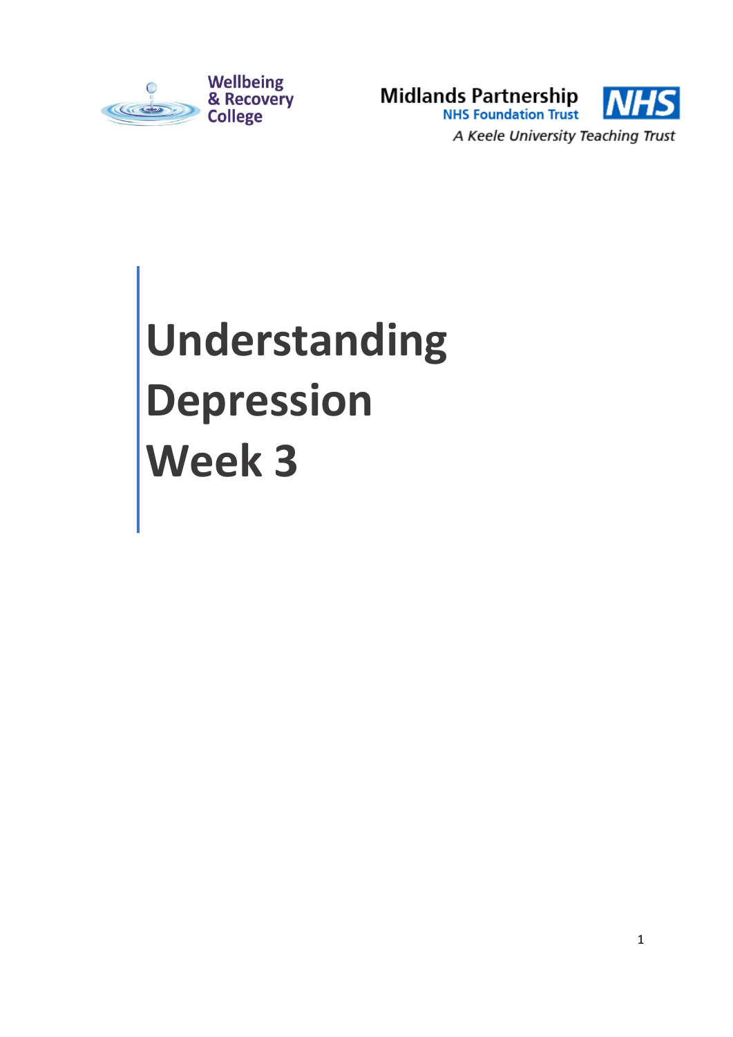Wellbeing & Recovery College

Midlands Partnership NHS Foundation Trust

*A Keele University Teaching Trust*

# Understanding Depression Week 3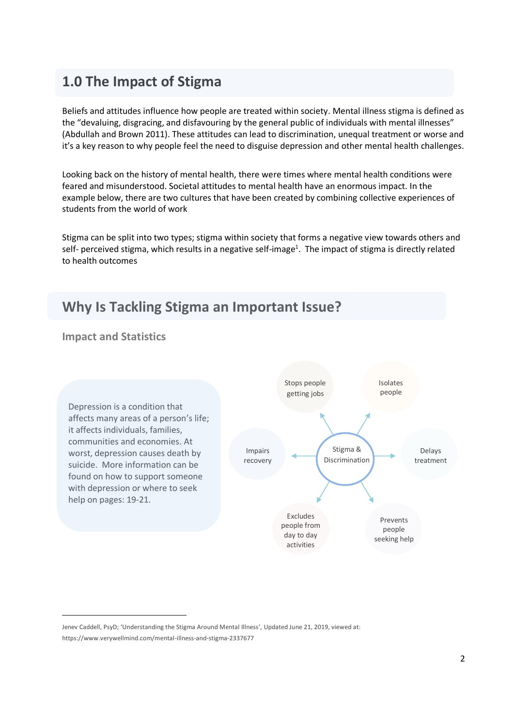## 1.0 The Impact of Stigma

Beliefs and attitudes influence how people are treated within society. Mental illness stigma is defined as the "devaluing, disgracing, and disfavouring by the general public of individuals with mental illnesses" (Abdullah and Brown 2011). These attitudes can lead to discrimination, unequal treatment or worse and it's a key reason to why people feel the need to disguise depression and other mental health challenges.

Looking back on the history of mental health, there were times where mental health conditions were feared and misunderstood. Societal attitudes to mental health have an enormous impact. In the example below, there are two cultures that have been created by combining collective experiences of students from the world of work

Stigma can be split into two types; stigma within society that forms a negative view towards others and self- perceived stigma, which results in a negative self-image[1]. The impact of stigma is directly related to health outcomes

## Why Is Tackling Stigma an Important Issue?

### Impact and Statistics

Depression is a condition that affects many areas of a person's life; it affects individuals, families, communities and economies. At worst, depression causes death by suicide. More information can be found on how to support someone with depression or where to seek help on pages: 19-21.

Stigma & Discrimination

- Stops people getting jobs
- Isolates people
- Delays treatment
- Prevents people seeking help
- Excludes people from day to day activities
- Impairs recovery

---

[1] Jenev Caddell, PsyD; 'Understanding the Stigma Around Mental Illness', Updated June 21, 2019, viewed at: https://www.verywellmind.com/mental-illness-and-stigma-2337677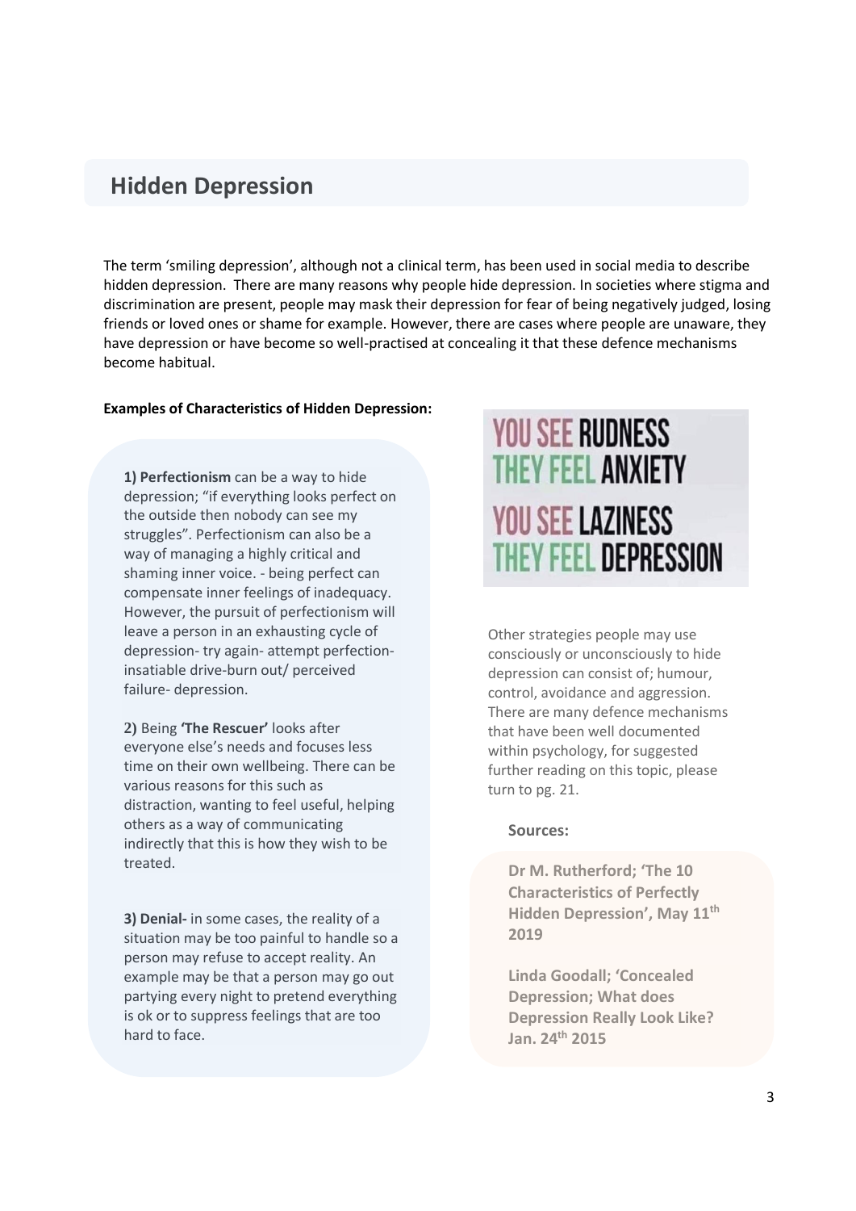## Hidden Depression

The term 'smiling depression', although not a clinical term, has been used in social media to describe hidden depression. There are many reasons why people hide depression. In societies where stigma and discrimination are present, people may mask their depression for fear of being negatively judged, losing friends or loved ones or shame for example. However, there are cases where people are unaware, they have depression or have become so well-practised at concealing it that these defence mechanisms become habitual.

**Examples of Characteristics of Hidden Depression:**

**1) Perfectionism** can be a way to hide depression; "if everything looks perfect on the outside then nobody can see my struggles". Perfectionism can also be a way of managing a highly critical and shaming inner voice. - being perfect can compensate inner feelings of inadequacy. However, the pursuit of perfectionism will leave a person in an exhausting cycle of depression- try again- attempt perfection- insatiable drive-burn out/ perceived failure- depression.

**2)** Being **'The Rescuer'** looks after everyone else's needs and focuses less time on their own wellbeing. There can be various reasons for this such as distraction, wanting to feel useful, helping others as a way of communicating indirectly that this is how they wish to be treated.

**3) Denial-** in some cases, the reality of a situation may be too painful to handle so a person may refuse to accept reality. An example may be that a person may go out partying every night to pretend everything is ok or to suppress feelings that are too hard to face.

YOU SEE RUDNESS
THEY FEEL ANXIETY
YOU SEE LAZINESS
THEY FEEL DEPRESSION

Other strategies people may use consciously or unconsciously to hide depression can consist of; humour, control, avoidance and aggression. There are many defence mechanisms that have been well documented within psychology, for suggested further reading on this topic, please turn to pg. 21.

**Sources:**

**Dr M. Rutherford; 'The 10 Characteristics of Perfectly Hidden Depression', May 11th 2019**

**Linda Goodall; 'Concealed Depression; What does Depression Really Look Like? Jan. 24th 2015**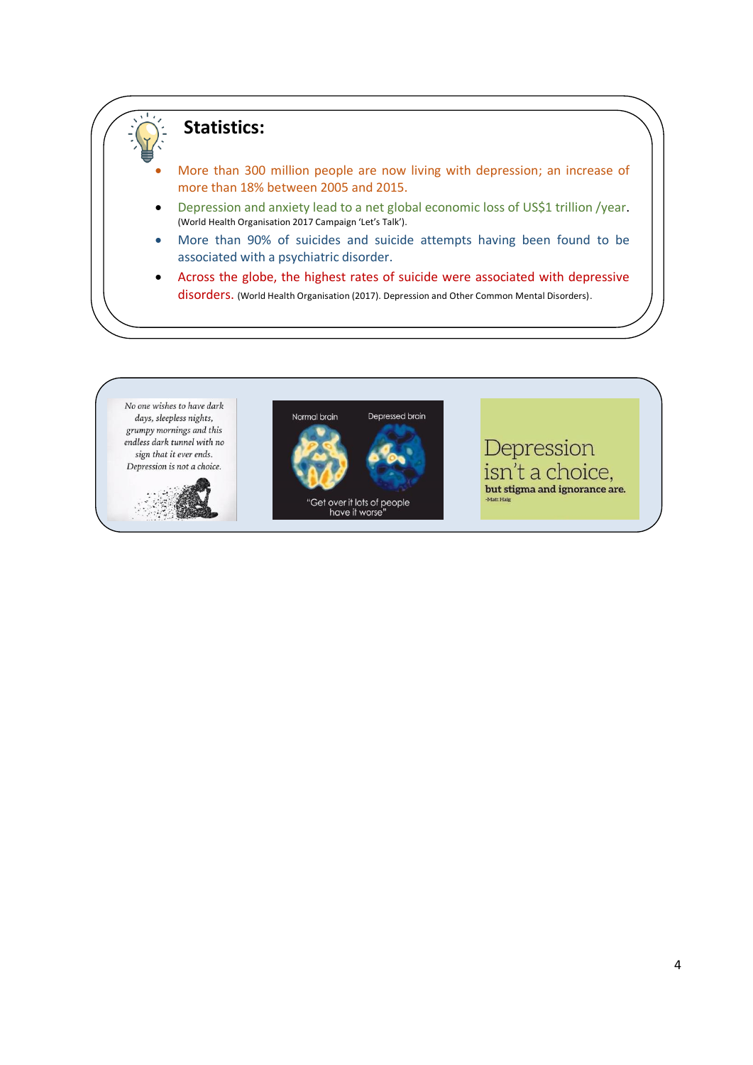## Statistics:

- More than 300 million people are now living with depression; an increase of more than 18% between 2005 and 2015.
- Depression and anxiety lead to a net global economic loss of US$1 trillion /year. (World Health Organisation 2017 Campaign 'Let's Talk').
- More than 90% of suicides and suicide attempts having been found to be associated with a psychiatric disorder.
- Across the globe, the highest rates of suicide were associated with depressive disorders. (World Health Organisation (2017). Depression and Other Common Mental Disorders).

*No one wishes to have dark days, sleepless nights, grumpy mornings and this endless dark tunnel with no sign that it ever ends. Depression is not a choice.*

Normal brain

Depressed brain

"Get over it lots of people have it worse"

Depression isn't a choice,

**but stigma and ignorance are.**

-Matt Haig